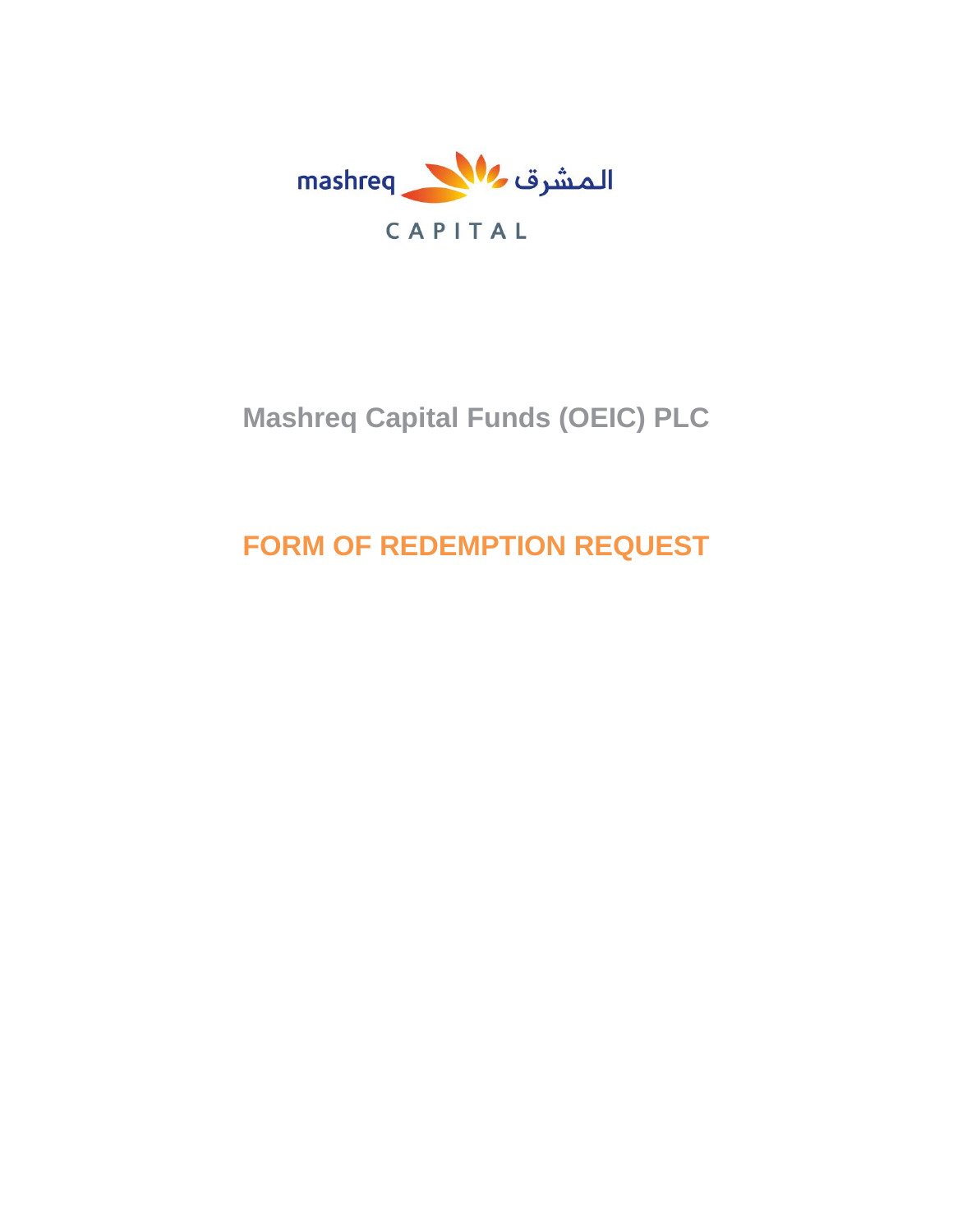mashreq المشرق

CAPITAL

# Mashreq Capital Funds (OEIC) PLC

# FORM OF REDEMPTION REQUEST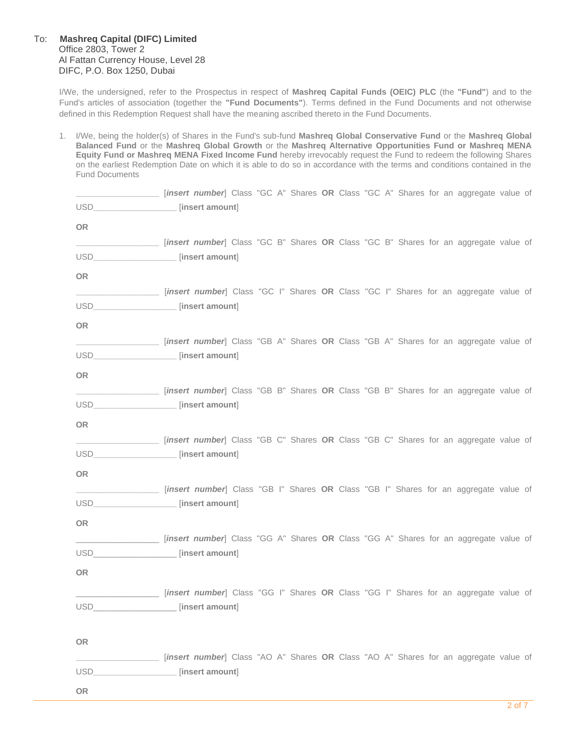To: **Mashreq Capital (DIFC) Limited**
Office 2803, Tower 2
Al Fattan Currency House, Level 28
DIFC, P.O. Box 1250, Dubai

I/We, the undersigned, refer to the Prospectus in respect of **Mashreq Capital Funds (OEIC) PLC** (the **"Fund"**) and to the Fund's articles of association (together the **"Fund Documents"**). Terms defined in the Fund Documents and not otherwise defined in this Redemption Request shall have the meaning ascribed thereto in the Fund Documents.

1. I/We, being the holder(s) of Shares in the Fund's sub-fund **Mashreq Global Conservative Fund** or the **Mashreq Global Balanced Fund** or the **Mashreq Global Growth** or the **Mashreq Alternative Opportunities Fund or Mashreq MENA Equity Fund or Mashreq MENA Fixed Income Fund** hereby irrevocably request the Fund to redeem the following Shares on the earliest Redemption Date on which it is able to do so in accordance with the terms and conditions contained in the Fund Documents

   __________________ [***insert number***] Class "GC A" Shares **OR** Class "GC A" Shares for an aggregate value of USD__________________ [**insert amount**]

   **OR**

   __________________ [***insert number***] Class "GC B" Shares **OR** Class "GC B" Shares for an aggregate value of USD__________________ [**insert amount**]

   **OR**

   __________________ [***insert number***] Class "GC I" Shares **OR** Class "GC I" Shares for an aggregate value of USD__________________ [**insert amount**]

   **OR**

   __________________ [***insert number***] Class "GB A" Shares **OR** Class "GB A" Shares for an aggregate value of USD__________________ [**insert amount**]

   **OR**

   __________________ [***insert number***] Class "GB B" Shares **OR** Class "GB B" Shares for an aggregate value of USD__________________ [**insert amount**]

   **OR**

   __________________ [***insert number***] Class "GB C" Shares **OR** Class "GB C" Shares for an aggregate value of USD__________________ [**insert amount**]

   **OR**

   __________________ [***insert number***] Class "GB I" Shares **OR** Class "GB I" Shares for an aggregate value of USD__________________ [**insert amount**]

   **OR**

   __________________ [***insert number***] Class "GG A" Shares **OR** Class "GG A" Shares for an aggregate value of USD__________________ [**insert amount**]

   **OR**

   __________________ [***insert number***] Class "GG I" Shares **OR** Class "GG I" Shares for an aggregate value of USD__________________ [**insert amount**]

   **OR**

   __________________ [***insert number***] Class "AO A" Shares **OR** Class "AO A" Shares for an aggregate value of USD__________________ [**insert amount**]

   **OR**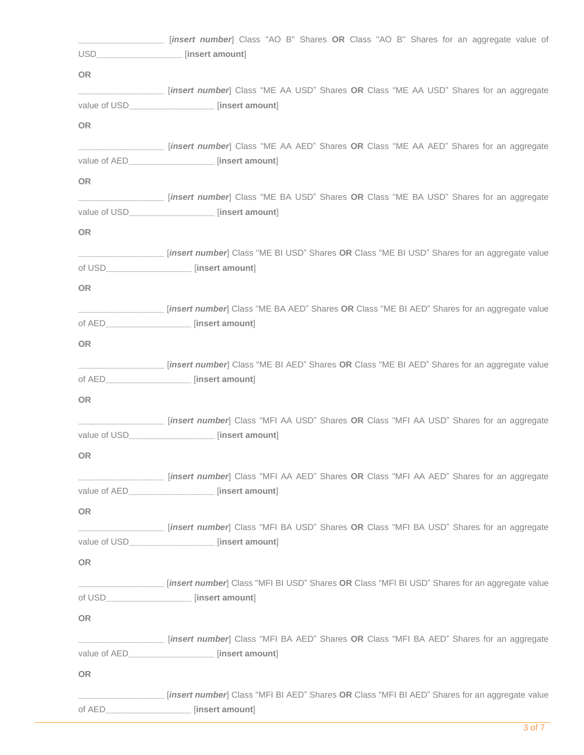__________________ [***insert number***] Class "AO B" Shares **OR** Class "AO B" Shares for an aggregate value of USD__________________ [**insert amount**]

**OR**

__________________ [***insert number***] Class "ME AA USD" Shares **OR** Class "ME AA USD" Shares for an aggregate value of USD__________________ [**insert amount**]

**OR**

__________________ [***insert number***] Class "ME AA AED" Shares **OR** Class "ME AA AED" Shares for an aggregate value of AED__________________ [**insert amount**]

**OR**

__________________ [***insert number***] Class "ME BA USD" Shares **OR** Class "ME BA USD" Shares for an aggregate value of USD__________________ [**insert amount**]

**OR**

__________________ [***insert number***] Class "ME BI USD" Shares **OR** Class "ME BI USD" Shares for an aggregate value of USD__________________ [**insert amount**]

**OR**

__________________ [***insert number***] Class "ME BA AED" Shares **OR** Class "ME BI AED" Shares for an aggregate value of AED__________________ [**insert amount**]

**OR**

__________________ [***insert number***] Class "ME BI AED" Shares **OR** Class "ME BI AED" Shares for an aggregate value of AED__________________ [**insert amount**]

**OR**

__________________ [***insert number***] Class "MFI AA USD" Shares **OR** Class "MFI AA USD" Shares for an aggregate value of USD__________________ [**insert amount**]

**OR**

__________________ [***insert number***] Class "MFI AA AED" Shares **OR** Class "MFI AA AED" Shares for an aggregate value of AED__________________ [**insert amount**]

**OR**

__________________ [***insert number***] Class "MFI BA USD" Shares **OR** Class "MFI BA USD" Shares for an aggregate value of USD__________________ [**insert amount**]

**OR**

__________________ [***insert number***] Class "MFI BI USD" Shares **OR** Class "MFI BI USD" Shares for an aggregate value of USD__________________ [**insert amount**]

**OR**

__________________ [***insert number***] Class "MFI BA AED" Shares **OR** Class "MFI BA AED" Shares for an aggregate value of AED__________________ [**insert amount**]

**OR**

__________________ [***insert number***] Class "MFI BI AED" Shares **OR** Class "MFI BI AED" Shares for an aggregate value of AED__________________ [**insert amount**]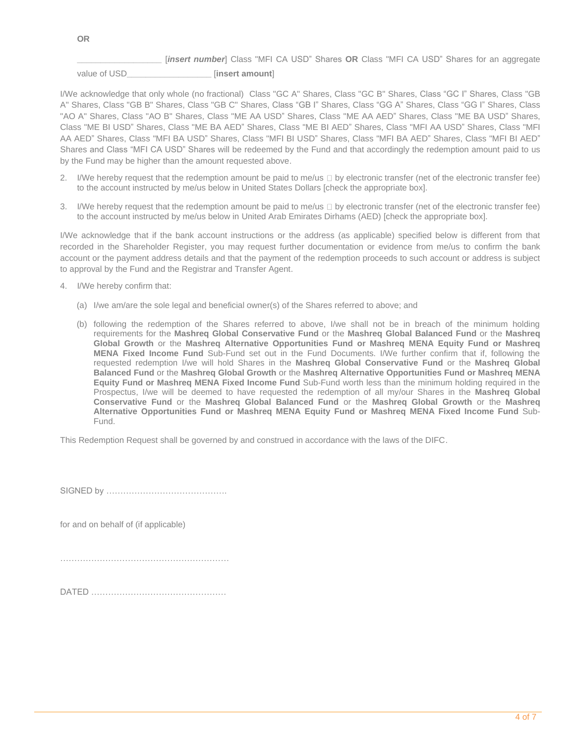**OR**

__________________ [***insert number***] Class "MFI CA USD" Shares **OR** Class "MFI CA USD" Shares for an aggregate value of USD__________________ [**insert amount**]

I/We acknowledge that only whole (no fractional) Class "GC A" Shares, Class "GC B" Shares, Class "GC I" Shares, Class "GB A" Shares, Class "GB B" Shares, Class "GB C" Shares, Class "GB I" Shares, Class "GG A" Shares, Class "GG I" Shares, Class "AO A" Shares, Class "AO B" Shares, Class "ME AA USD" Shares, Class "ME AA AED" Shares, Class "ME BA USD" Shares, Class "ME BI USD" Shares, Class "ME BA AED" Shares, Class "ME BI AED" Shares, Class "MFI AA USD" Shares, Class "MFI AA AED" Shares, Class "MFI BA USD" Shares, Class "MFI BI USD" Shares, Class "MFI BA AED" Shares, Class "MFI BI AED" Shares and Class "MFI CA USD" Shares will be redeemed by the Fund and that accordingly the redemption amount paid to us by the Fund may be higher than the amount requested above.

2. I/We hereby request that the redemption amount be paid to me/us ☐ by electronic transfer (net of the electronic transfer fee) to the account instructed by me/us below in United States Dollars [check the appropriate box].

3. I/We hereby request that the redemption amount be paid to me/us ☐ by electronic transfer (net of the electronic transfer fee) to the account instructed by me/us below in United Arab Emirates Dirhams (AED) [check the appropriate box].

I/We acknowledge that if the bank account instructions or the address (as applicable) specified below is different from that recorded in the Shareholder Register, you may request further documentation or evidence from me/us to confirm the bank account or the payment address details and that the payment of the redemption proceeds to such account or address is subject to approval by the Fund and the Registrar and Transfer Agent.

4. I/We hereby confirm that:

   (a) I/we am/are the sole legal and beneficial owner(s) of the Shares referred to above; and

   (b) following the redemption of the Shares referred to above, I/we shall not be in breach of the minimum holding requirements for the **Mashreq Global Conservative Fund** or the **Mashreq Global Balanced Fund** or the **Mashreq Global Growth** or the **Mashreq Alternative Opportunities Fund or Mashreq MENA Equity Fund or Mashreq MENA Fixed Income Fund** Sub-Fund set out in the Fund Documents. I/We further confirm that if, following the requested redemption I/we will hold Shares in the **Mashreq Global Conservative Fund** or the **Mashreq Global Balanced Fund** or the **Mashreq Global Growth** or the **Mashreq Alternative Opportunities Fund or Mashreq MENA Equity Fund or Mashreq MENA Fixed Income Fund** Sub-Fund worth less than the minimum holding required in the Prospectus, I/we will be deemed to have requested the redemption of all my/our Shares in the **Mashreq Global Conservative Fund** or the **Mashreq Global Balanced Fund** or the **Mashreq Global Growth** or the **Mashreq Alternative Opportunities Fund or Mashreq MENA Equity Fund or Mashreq MENA Fixed Income Fund** Sub-Fund.

This Redemption Request shall be governed by and construed in accordance with the laws of the DIFC.

SIGNED by …………………………………….

for and on behalf of (if applicable)

……………………………………………………

DATED …………………………………………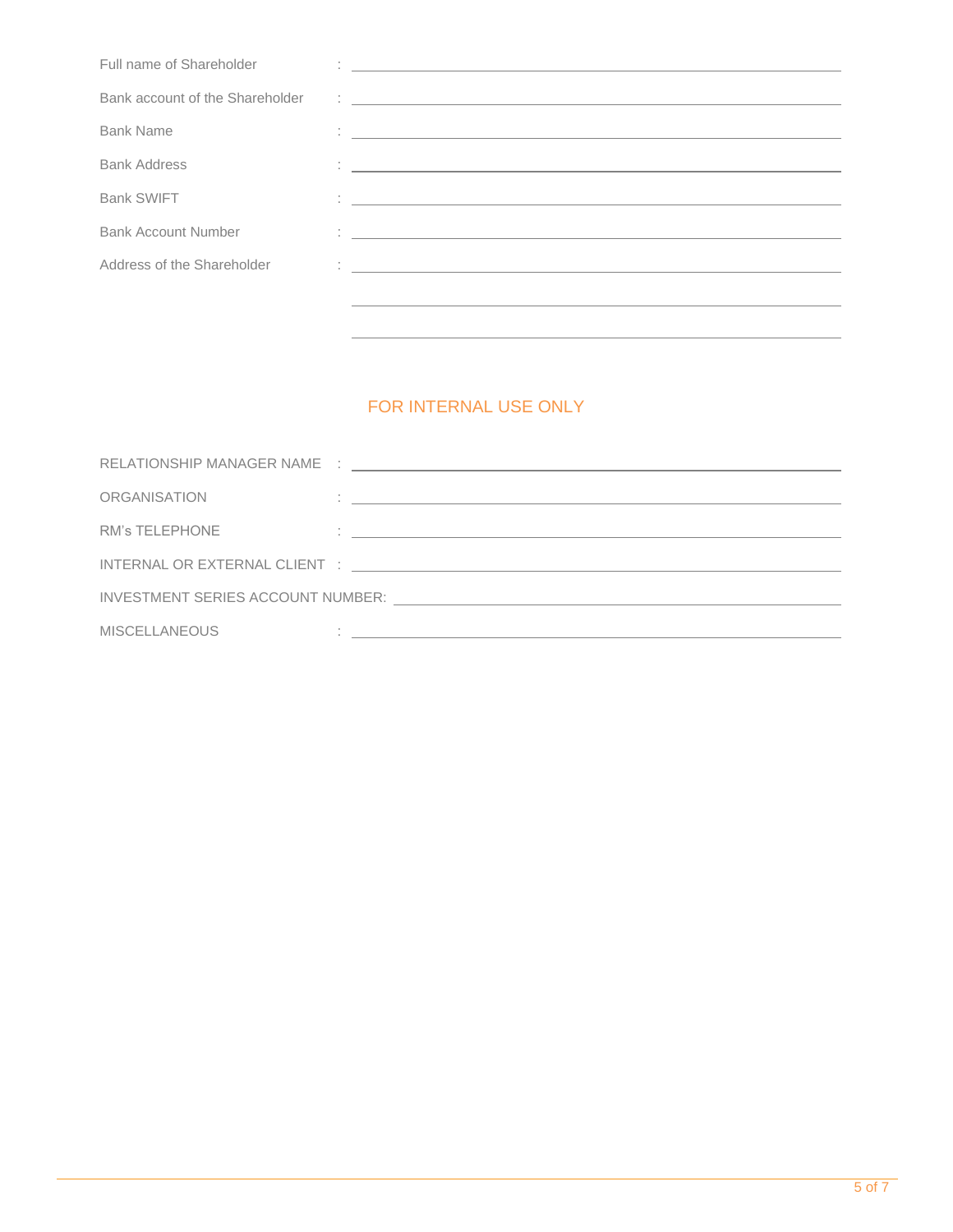Full name of Shareholder : \_\_\_\_\_\_\_\_\_\_\_\_\_\_\_\_\_\_\_\_\_\_\_\_\_\_\_\_\_\_\_\_\_\_\_\_\_\_\_\_

Bank account of the Shareholder : \_\_\_\_\_\_\_\_\_\_\_\_\_\_\_\_\_\_\_\_\_\_\_\_\_\_\_\_\_\_\_\_\_\_\_\_\_\_\_\_

Bank Name : \_\_\_\_\_\_\_\_\_\_\_\_\_\_\_\_\_\_\_\_\_\_\_\_\_\_\_\_\_\_\_\_\_\_\_\_\_\_\_\_

Bank Address : \_\_\_\_\_\_\_\_\_\_\_\_\_\_\_\_\_\_\_\_\_\_\_\_\_\_\_\_\_\_\_\_\_\_\_\_\_\_\_\_

Bank SWIFT : \_\_\_\_\_\_\_\_\_\_\_\_\_\_\_\_\_\_\_\_\_\_\_\_\_\_\_\_\_\_\_\_\_\_\_\_\_\_\_\_

Bank Account Number : \_\_\_\_\_\_\_\_\_\_\_\_\_\_\_\_\_\_\_\_\_\_\_\_\_\_\_\_\_\_\_\_\_\_\_\_\_\_\_\_

Address of the Shareholder : \_\_\_\_\_\_\_\_\_\_\_\_\_\_\_\_\_\_\_\_\_\_\_\_\_\_\_\_\_\_\_\_\_\_\_\_\_\_\_\_

\_\_\_\_\_\_\_\_\_\_\_\_\_\_\_\_\_\_\_\_\_\_\_\_\_\_\_\_\_\_\_\_\_\_\_\_\_\_\_\_

\_\_\_\_\_\_\_\_\_\_\_\_\_\_\_\_\_\_\_\_\_\_\_\_\_\_\_\_\_\_\_\_\_\_\_\_\_\_\_\_

## FOR INTERNAL USE ONLY

RELATIONSHIP MANAGER NAME : \_\_\_\_\_\_\_\_\_\_\_\_\_\_\_\_\_\_\_\_\_\_\_\_\_\_\_\_\_\_\_\_\_\_\_\_\_\_\_\_

ORGANISATION : \_\_\_\_\_\_\_\_\_\_\_\_\_\_\_\_\_\_\_\_\_\_\_\_\_\_\_\_\_\_\_\_\_\_\_\_\_\_\_\_

RM's TELEPHONE : \_\_\_\_\_\_\_\_\_\_\_\_\_\_\_\_\_\_\_\_\_\_\_\_\_\_\_\_\_\_\_\_\_\_\_\_\_\_\_\_

INTERNAL OR EXTERNAL CLIENT : \_\_\_\_\_\_\_\_\_\_\_\_\_\_\_\_\_\_\_\_\_\_\_\_\_\_\_\_\_\_\_\_\_\_\_\_\_\_\_\_

INVESTMENT SERIES ACCOUNT NUMBER: \_\_\_\_\_\_\_\_\_\_\_\_\_\_\_\_\_\_\_\_\_\_\_\_\_\_\_\_\_\_\_\_\_\_\_\_\_\_\_\_

MISCELLANEOUS : \_\_\_\_\_\_\_\_\_\_\_\_\_\_\_\_\_\_\_\_\_\_\_\_\_\_\_\_\_\_\_\_\_\_\_\_\_\_\_\_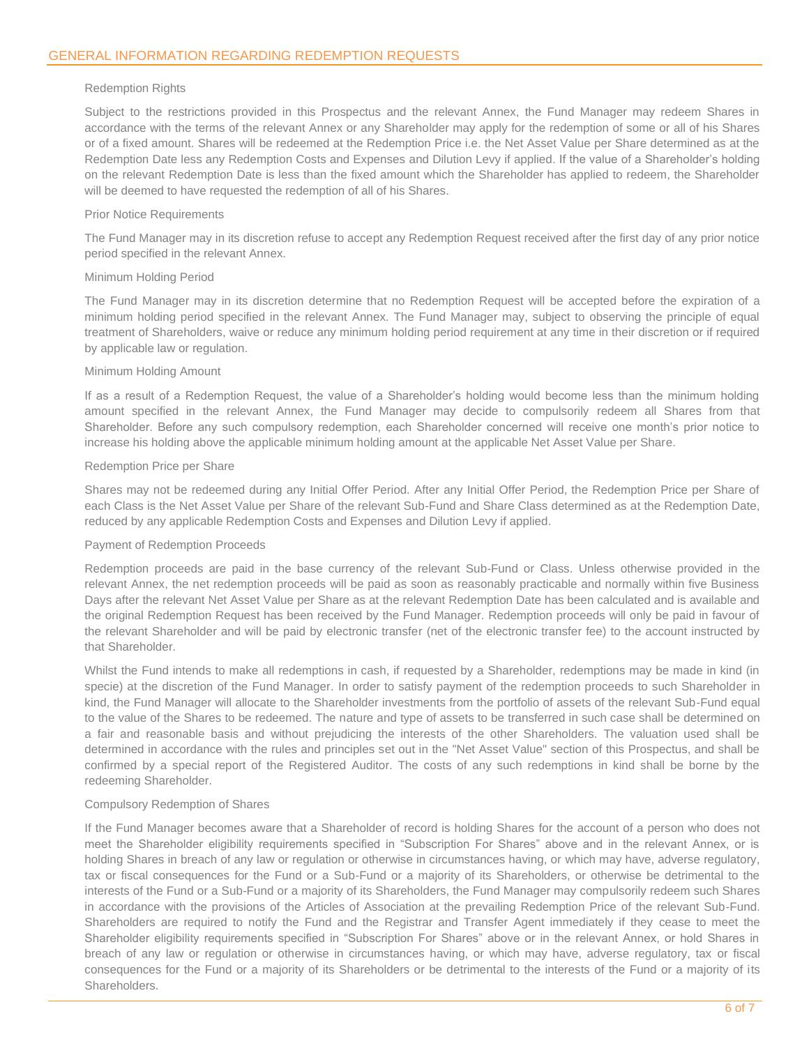## GENERAL INFORMATION REGARDING REDEMPTION REQUESTS

### Redemption Rights

Subject to the restrictions provided in this Prospectus and the relevant Annex, the Fund Manager may redeem Shares in accordance with the terms of the relevant Annex or any Shareholder may apply for the redemption of some or all of his Shares or of a fixed amount. Shares will be redeemed at the Redemption Price i.e. the Net Asset Value per Share determined as at the Redemption Date less any Redemption Costs and Expenses and Dilution Levy if applied. If the value of a Shareholder's holding on the relevant Redemption Date is less than the fixed amount which the Shareholder has applied to redeem, the Shareholder will be deemed to have requested the redemption of all of his Shares.

### Prior Notice Requirements

The Fund Manager may in its discretion refuse to accept any Redemption Request received after the first day of any prior notice period specified in the relevant Annex.

### Minimum Holding Period

The Fund Manager may in its discretion determine that no Redemption Request will be accepted before the expiration of a minimum holding period specified in the relevant Annex. The Fund Manager may, subject to observing the principle of equal treatment of Shareholders, waive or reduce any minimum holding period requirement at any time in their discretion or if required by applicable law or regulation.

### Minimum Holding Amount

If as a result of a Redemption Request, the value of a Shareholder's holding would become less than the minimum holding amount specified in the relevant Annex, the Fund Manager may decide to compulsorily redeem all Shares from that Shareholder. Before any such compulsory redemption, each Shareholder concerned will receive one month's prior notice to increase his holding above the applicable minimum holding amount at the applicable Net Asset Value per Share.

### Redemption Price per Share

Shares may not be redeemed during any Initial Offer Period. After any Initial Offer Period, the Redemption Price per Share of each Class is the Net Asset Value per Share of the relevant Sub-Fund and Share Class determined as at the Redemption Date, reduced by any applicable Redemption Costs and Expenses and Dilution Levy if applied.

### Payment of Redemption Proceeds

Redemption proceeds are paid in the base currency of the relevant Sub-Fund or Class. Unless otherwise provided in the relevant Annex, the net redemption proceeds will be paid as soon as reasonably practicable and normally within five Business Days after the relevant Net Asset Value per Share as at the relevant Redemption Date has been calculated and is available and the original Redemption Request has been received by the Fund Manager. Redemption proceeds will only be paid in favour of the relevant Shareholder and will be paid by electronic transfer (net of the electronic transfer fee) to the account instructed by that Shareholder.

Whilst the Fund intends to make all redemptions in cash, if requested by a Shareholder, redemptions may be made in kind (in specie) at the discretion of the Fund Manager. In order to satisfy payment of the redemption proceeds to such Shareholder in kind, the Fund Manager will allocate to the Shareholder investments from the portfolio of assets of the relevant Sub-Fund equal to the value of the Shares to be redeemed. The nature and type of assets to be transferred in such case shall be determined on a fair and reasonable basis and without prejudicing the interests of the other Shareholders. The valuation used shall be determined in accordance with the rules and principles set out in the "Net Asset Value" section of this Prospectus, and shall be confirmed by a special report of the Registered Auditor. The costs of any such redemptions in kind shall be borne by the redeeming Shareholder.

### Compulsory Redemption of Shares

If the Fund Manager becomes aware that a Shareholder of record is holding Shares for the account of a person who does not meet the Shareholder eligibility requirements specified in "Subscription For Shares" above and in the relevant Annex, or is holding Shares in breach of any law or regulation or otherwise in circumstances having, or which may have, adverse regulatory, tax or fiscal consequences for the Fund or a Sub-Fund or a majority of its Shareholders, or otherwise be detrimental to the interests of the Fund or a Sub-Fund or a majority of its Shareholders, the Fund Manager may compulsorily redeem such Shares in accordance with the provisions of the Articles of Association at the prevailing Redemption Price of the relevant Sub-Fund. Shareholders are required to notify the Fund and the Registrar and Transfer Agent immediately if they cease to meet the Shareholder eligibility requirements specified in "Subscription For Shares" above or in the relevant Annex, or hold Shares in breach of any law or regulation or otherwise in circumstances having, or which may have, adverse regulatory, tax or fiscal consequences for the Fund or a majority of its Shareholders or be detrimental to the interests of the Fund or a majority of its Shareholders.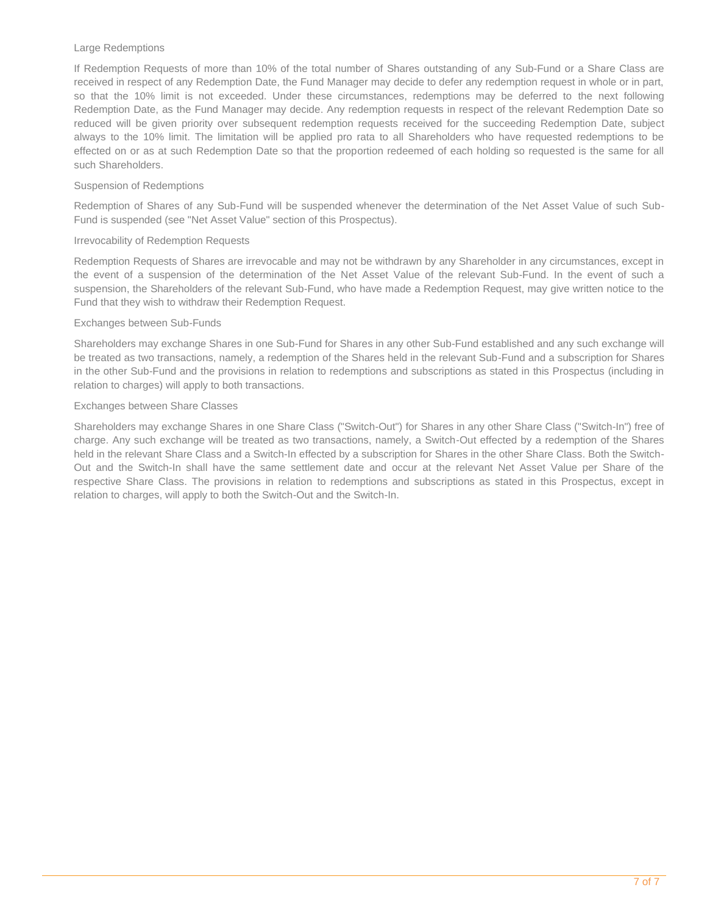### Large Redemptions

If Redemption Requests of more than 10% of the total number of Shares outstanding of any Sub-Fund or a Share Class are received in respect of any Redemption Date, the Fund Manager may decide to defer any redemption request in whole or in part, so that the 10% limit is not exceeded. Under these circumstances, redemptions may be deferred to the next following Redemption Date, as the Fund Manager may decide. Any redemption requests in respect of the relevant Redemption Date so reduced will be given priority over subsequent redemption requests received for the succeeding Redemption Date, subject always to the 10% limit. The limitation will be applied pro rata to all Shareholders who have requested redemptions to be effected on or as at such Redemption Date so that the proportion redeemed of each holding so requested is the same for all such Shareholders.

### Suspension of Redemptions

Redemption of Shares of any Sub-Fund will be suspended whenever the determination of the Net Asset Value of such Sub-Fund is suspended (see "Net Asset Value" section of this Prospectus).

### Irrevocability of Redemption Requests

Redemption Requests of Shares are irrevocable and may not be withdrawn by any Shareholder in any circumstances, except in the event of a suspension of the determination of the Net Asset Value of the relevant Sub-Fund. In the event of such a suspension, the Shareholders of the relevant Sub-Fund, who have made a Redemption Request, may give written notice to the Fund that they wish to withdraw their Redemption Request.

### Exchanges between Sub-Funds

Shareholders may exchange Shares in one Sub-Fund for Shares in any other Sub-Fund established and any such exchange will be treated as two transactions, namely, a redemption of the Shares held in the relevant Sub-Fund and a subscription for Shares in the other Sub-Fund and the provisions in relation to redemptions and subscriptions as stated in this Prospectus (including in relation to charges) will apply to both transactions.

### Exchanges between Share Classes

Shareholders may exchange Shares in one Share Class ("Switch-Out") for Shares in any other Share Class ("Switch-In") free of charge. Any such exchange will be treated as two transactions, namely, a Switch-Out effected by a redemption of the Shares held in the relevant Share Class and a Switch-In effected by a subscription for Shares in the other Share Class. Both the Switch-Out and the Switch-In shall have the same settlement date and occur at the relevant Net Asset Value per Share of the respective Share Class. The provisions in relation to redemptions and subscriptions as stated in this Prospectus, except in relation to charges, will apply to both the Switch-Out and the Switch-In.